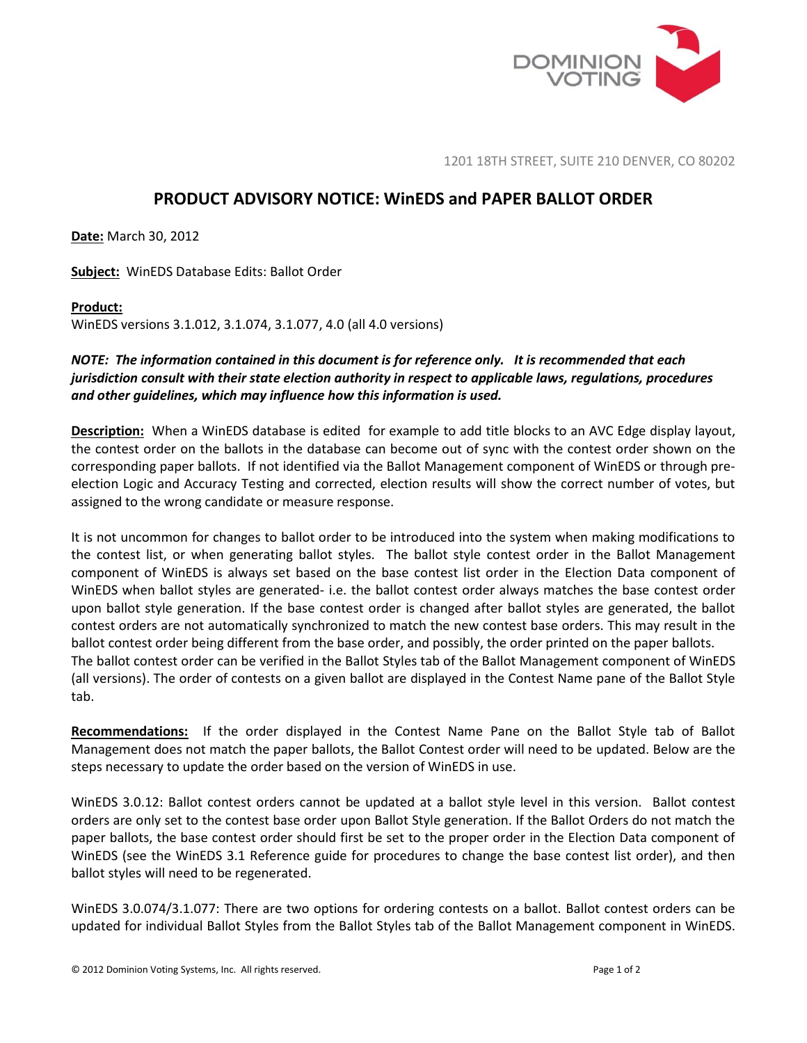1201 18TH STREET, SUITE 210 DENVER, CO 80202

# PRODUCT ADVISORY NOTICE: WinEDS and PAPER BALLOT ORDER

**Date:** March 30, 2012

**Subject:** WinEDS Database Edits: Ballot Order

**Product:**
WinEDS versions 3.1.012, 3.1.074, 3.1.077, 4.0 (all 4.0 versions)

***NOTE: The information contained in this document is for reference only. It is recommended that each jurisdiction consult with their state election authority in respect to applicable laws, regulations, procedures and other guidelines, which may influence how this information is used.***

**Description:** When a WinEDS database is edited for example to add title blocks to an AVC Edge display layout, the contest order on the ballots in the database can become out of sync with the contest order shown on the corresponding paper ballots. If not identified via the Ballot Management component of WinEDS or through pre-election Logic and Accuracy Testing and corrected, election results will show the correct number of votes, but assigned to the wrong candidate or measure response.

It is not uncommon for changes to ballot order to be introduced into the system when making modifications to the contest list, or when generating ballot styles. The ballot style contest order in the Ballot Management component of WinEDS is always set based on the base contest list order in the Election Data component of WinEDS when ballot styles are generated- i.e. the ballot contest order always matches the base contest order upon ballot style generation. If the base contest order is changed after ballot styles are generated, the ballot contest orders are not automatically synchronized to match the new contest base orders. This may result in the ballot contest order being different from the base order, and possibly, the order printed on the paper ballots.
The ballot contest order can be verified in the Ballot Styles tab of the Ballot Management component of WinEDS (all versions). The order of contests on a given ballot are displayed in the Contest Name pane of the Ballot Style tab.

**Recommendations:** If the order displayed in the Contest Name Pane on the Ballot Style tab of Ballot Management does not match the paper ballots, the Ballot Contest order will need to be updated. Below are the steps necessary to update the order based on the version of WinEDS in use.

WinEDS 3.0.12: Ballot contest orders cannot be updated at a ballot style level in this version. Ballot contest orders are only set to the contest base order upon Ballot Style generation. If the Ballot Orders do not match the paper ballots, the base contest order should first be set to the proper order in the Election Data component of WinEDS (see the WinEDS 3.1 Reference guide for procedures to change the base contest list order), and then ballot styles will need to be regenerated.

WinEDS 3.0.074/3.1.077: There are two options for ordering contests on a ballot. Ballot contest orders can be updated for individual Ballot Styles from the Ballot Styles tab of the Ballot Management component in WinEDS.

© 2012 Dominion Voting Systems, Inc. All rights reserved.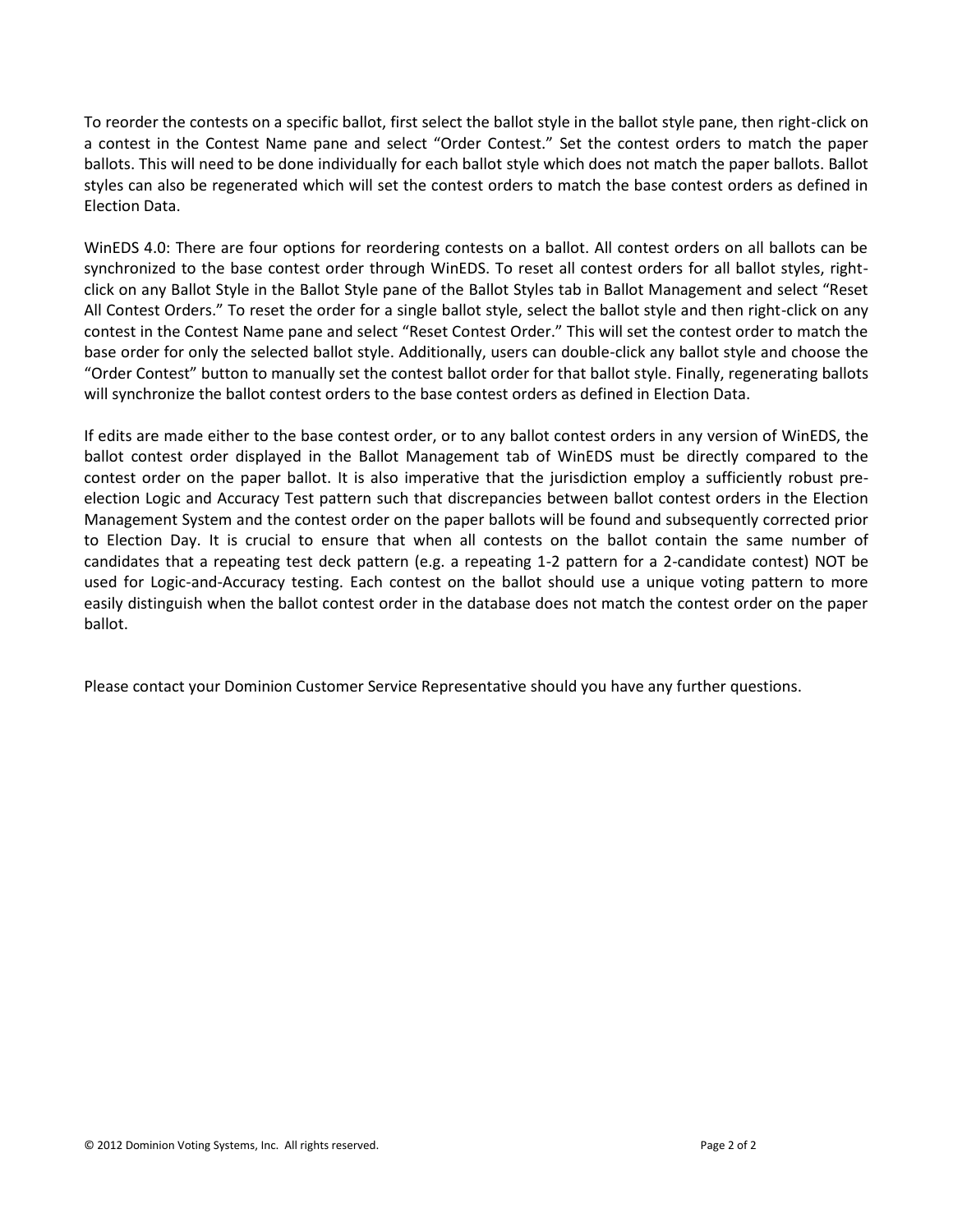To reorder the contests on a specific ballot, first select the ballot style in the ballot style pane, then right-click on a contest in the Contest Name pane and select "Order Contest." Set the contest orders to match the paper ballots. This will need to be done individually for each ballot style which does not match the paper ballots. Ballot styles can also be regenerated which will set the contest orders to match the base contest orders as defined in Election Data.

WinEDS 4.0: There are four options for reordering contests on a ballot. All contest orders on all ballots can be synchronized to the base contest order through WinEDS. To reset all contest orders for all ballot styles, right-click on any Ballot Style in the Ballot Style pane of the Ballot Styles tab in Ballot Management and select "Reset All Contest Orders." To reset the order for a single ballot style, select the ballot style and then right-click on any contest in the Contest Name pane and select "Reset Contest Order." This will set the contest order to match the base order for only the selected ballot style. Additionally, users can double-click any ballot style and choose the "Order Contest" button to manually set the contest ballot order for that ballot style. Finally, regenerating ballots will synchronize the ballot contest orders to the base contest orders as defined in Election Data.

If edits are made either to the base contest order, or to any ballot contest orders in any version of WinEDS, the ballot contest order displayed in the Ballot Management tab of WinEDS must be directly compared to the contest order on the paper ballot. It is also imperative that the jurisdiction employ a sufficiently robust pre-election Logic and Accuracy Test pattern such that discrepancies between ballot contest orders in the Election Management System and the contest order on the paper ballots will be found and subsequently corrected prior to Election Day. It is crucial to ensure that when all contests on the ballot contain the same number of candidates that a repeating test deck pattern (e.g. a repeating 1-2 pattern for a 2-candidate contest) NOT be used for Logic-and-Accuracy testing. Each contest on the ballot should use a unique voting pattern to more easily distinguish when the ballot contest order in the database does not match the contest order on the paper ballot.

Please contact your Dominion Customer Service Representative should you have any further questions.

© 2012 Dominion Voting Systems, Inc. All rights reserved.